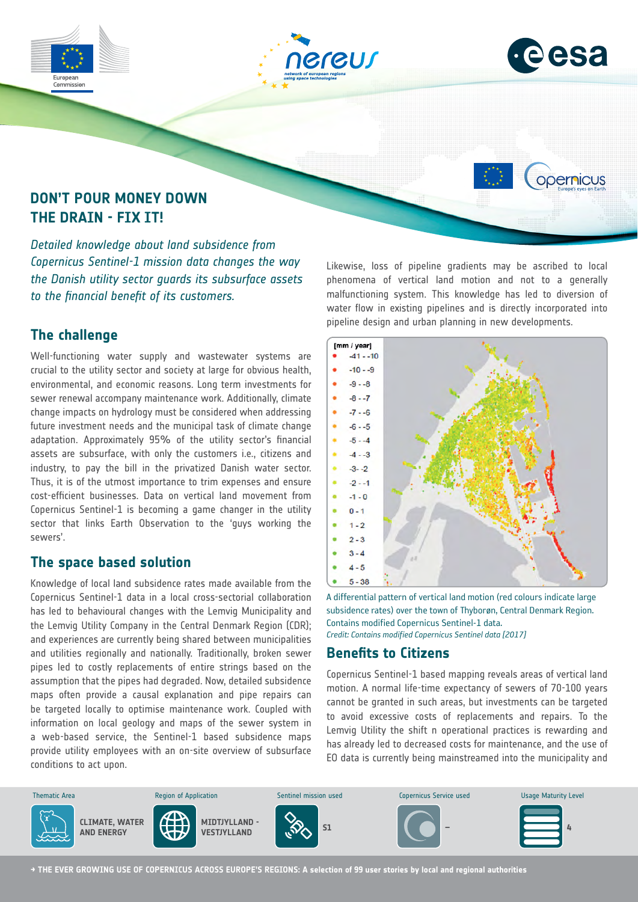# DON'T POUR MONEY DOWN THE DRAIN - FIX IT!

*Detailed knowledge about land subsidence from Copernicus Sentinel-1 mission data changes the way the Danish utility sector guards its subsurface assets to the financial benefit of its customers.*

## The challenge

Well-functioning water supply and wastewater systems are crucial to the utility sector and society at large for obvious health, environmental, and economic reasons. Long term investments for sewer renewal accompany maintenance work. Additionally, climate change impacts on hydrology must be considered when addressing future investment needs and the municipal task of climate change adaptation. Approximately 95% of the utility sector's financial assets are subsurface, with only the customers i.e., citizens and industry, to pay the bill in the privatized Danish water sector. Thus, it is of the utmost importance to trim expenses and ensure cost-efficient businesses. Data on vertical land movement from Copernicus Sentinel-1 is becoming a game changer in the utility sector that links Earth Observation to the 'guys working the sewers'.

## The space based solution

Knowledge of local land subsidence rates made available from the Copernicus Sentinel-1 data in a local cross-sectorial collaboration has led to behavioural changes with the Lemvig Municipality and the Lemvig Utility Company in the Central Denmark Region (CDR); and experiences are currently being shared between municipalities and utilities regionally and nationally. Traditionally, broken sewer pipes led to costly replacements of entire strings based on the assumption that the pipes had degraded. Now, detailed subsidence maps often provide a causal explanation and pipe repairs can be targeted locally to optimise maintenance work. Coupled with information on local geology and maps of the sewer system in a web-based service, the Sentinel-1 based subsidence maps provide utility employees with an on-site overview of subsurface conditions to act upon.

Likewise, loss of pipeline gradients may be ascribed to local phenomena of vertical land motion and not to a generally malfunctioning system. This knowledge has led to diversion of water flow in existing pipelines and is directly incorporated into pipeline design and urban planning in new developments.

A differential pattern of vertical land motion (red colours indicate large subsidence rates) over the town of Thyborøn, Central Denmark Region. Contains modified Copernicus Sentinel-1 data.
*Credit: Contains modified Copernicus Sentinel data [2017]*

## Benefits to Citizens

Copernicus Sentinel-1 based mapping reveals areas of vertical land motion. A normal life-time expectancy of sewers of 70-100 years cannot be granted in such areas, but investments can be targeted to avoid excessive costs of replacements and repairs. To the Lemvig Utility the shift n operational practices is rewarding and has already led to decreased costs for maintenance, and the use of EO data is currently being mainstreamed into the municipality and

| Thematic Area | Region of Application | Sentinel mission used | Copernicus Service used | Usage Maturity Level |
|---|---|---|---|---|
| CLIMATE, WATER AND ENERGY | MIDTJYLLAND - VESTJYLLAND | S1 | – | 4 |

→ THE EVER GROWING USE OF COPERNICUS ACROSS EUROPE'S REGIONS: A selection of 99 user stories by local and regional authorities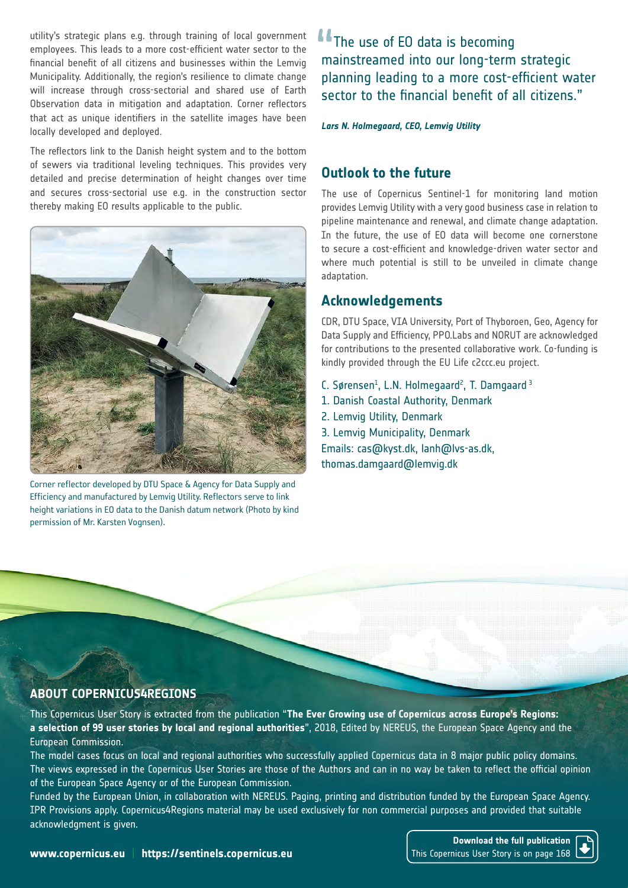utility's strategic plans e.g. through training of local government employees. This leads to a more cost-efficient water sector to the financial benefit of all citizens and businesses within the Lemvig Municipality. Additionally, the region's resilience to climate change will increase through cross-sectorial and shared use of Earth Observation data in mitigation and adaptation. Corner reflectors that act as unique identifiers in the satellite images have been locally developed and deployed.

The reflectors link to the Danish height system and to the bottom of sewers via traditional leveling techniques. This provides very detailed and precise determination of height changes over time and secures cross-sectorial use e.g. in the construction sector thereby making EO results applicable to the public.

Corner reflector developed by DTU Space & Agency for Data Supply and Efficiency and manufactured by Lemvig Utility. Reflectors serve to link height variations in EO data to the Danish datum network (Photo by kind permission of Mr. Karsten Vognsen).

> "The use of EO data is becoming mainstreamed into our long-term strategic planning leading to a more cost-efficient water sector to the financial benefit of all citizens."
>
> ***Lars N. Holmegaard, CEO, Lemvig Utility***

## Outlook to the future

The use of Copernicus Sentinel-1 for monitoring land motion provides Lemvig Utility with a very good business case in relation to pipeline maintenance and renewal, and climate change adaptation. In the future, the use of EO data will become one cornerstone to secure a cost-efficient and knowledge-driven water sector and where much potential is still to be unveiled in climate change adaptation.

## Acknowledgements

CDR, DTU Space, VIA University, Port of Thyboroen, Geo, Agency for Data Supply and Efficiency, PPO.Labs and NORUT are acknowledged for contributions to the presented collaborative work. Co-funding is kindly provided through the EU Life c2ccc.eu project.

C. Sørensen[1], L.N. Holmegaard[2], T. Damgaard[3]
1. Danish Coastal Authority, Denmark
2. Lemvig Utility, Denmark
3. Lemvig Municipality, Denmark
Emails: cas@kyst.dk, lanh@lvs-as.dk, thomas.damgaard@lemvig.dk

### ABOUT COPERNICUS4REGIONS

This Copernicus User Story is extracted from the publication "**The Ever Growing use of Copernicus across Europe's Regions: a selection of 99 user stories by local and regional authorities**", 2018, Edited by NEREUS, the European Space Agency and the European Commission.

The model cases focus on local and regional authorities who successfully applied Copernicus data in 8 major public policy domains. The views expressed in the Copernicus User Stories are those of the Authors and can in no way be taken to reflect the official opinion of the European Space Agency or of the European Commission.

Funded by the European Union, in collaboration with NEREUS. Paging, printing and distribution funded by the European Space Agency. IPR Provisions apply. Copernicus4Regions material may be used exclusively for non commercial purposes and provided that suitable acknowledgment is given.

**www.copernicus.eu** | **https://sentinels.copernicus.eu**

**Download the full publication**
This Copernicus User Story is on page 168